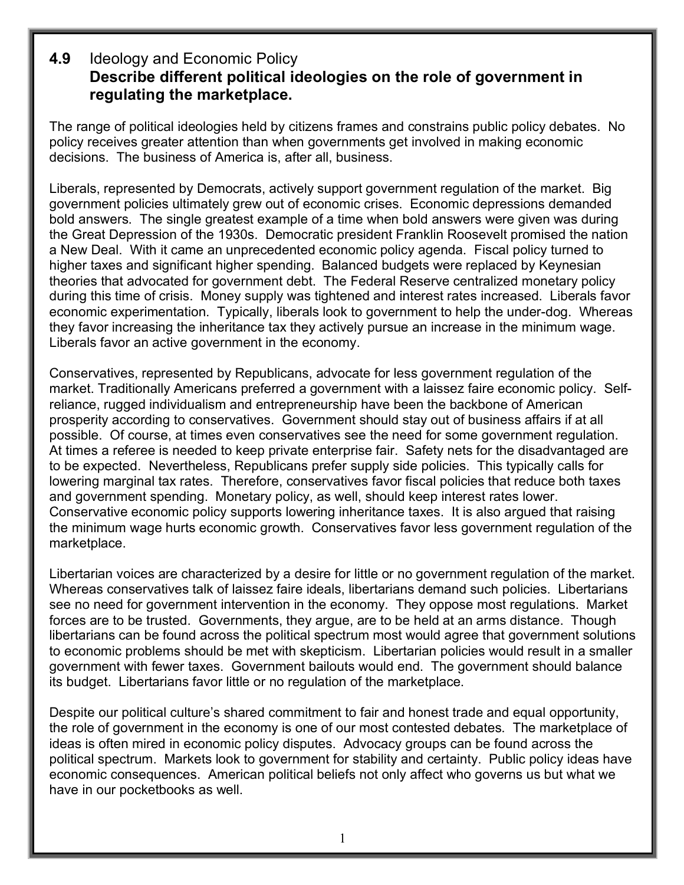## 4.9 Ideology and Economic Policy

**Describe different political ideologies on the role of government in regulating the marketplace.**

The range of political ideologies held by citizens frames and constrains public policy debates. No policy receives greater attention than when governments get involved in making economic decisions. The business of America is, after all, business.

Liberals, represented by Democrats, actively support government regulation of the market. Big government policies ultimately grew out of economic crises. Economic depressions demanded bold answers. The single greatest example of a time when bold answers were given was during the Great Depression of the 1930s. Democratic president Franklin Roosevelt promised the nation a New Deal. With it came an unprecedented economic policy agenda. Fiscal policy turned to higher taxes and significant higher spending. Balanced budgets were replaced by Keynesian theories that advocated for government debt. The Federal Reserve centralized monetary policy during this time of crisis. Money supply was tightened and interest rates increased. Liberals favor economic experimentation. Typically, liberals look to government to help the under-dog. Whereas they favor increasing the inheritance tax they actively pursue an increase in the minimum wage. Liberals favor an active government in the economy.

Conservatives, represented by Republicans, advocate for less government regulation of the market. Traditionally Americans preferred a government with a laissez faire economic policy. Self-reliance, rugged individualism and entrepreneurship have been the backbone of American prosperity according to conservatives. Government should stay out of business affairs if at all possible. Of course, at times even conservatives see the need for some government regulation. At times a referee is needed to keep private enterprise fair. Safety nets for the disadvantaged are to be expected. Nevertheless, Republicans prefer supply side policies. This typically calls for lowering marginal tax rates. Therefore, conservatives favor fiscal policies that reduce both taxes and government spending. Monetary policy, as well, should keep interest rates lower. Conservative economic policy supports lowering inheritance taxes. It is also argued that raising the minimum wage hurts economic growth. Conservatives favor less government regulation of the marketplace.

Libertarian voices are characterized by a desire for little or no government regulation of the market. Whereas conservatives talk of laissez faire ideals, libertarians demand such policies. Libertarians see no need for government intervention in the economy. They oppose most regulations. Market forces are to be trusted. Governments, they argue, are to be held at an arms distance. Though libertarians can be found across the political spectrum most would agree that government solutions to economic problems should be met with skepticism. Libertarian policies would result in a smaller government with fewer taxes. Government bailouts would end. The government should balance its budget. Libertarians favor little or no regulation of the marketplace.

Despite our political culture's shared commitment to fair and honest trade and equal opportunity, the role of government in the economy is one of our most contested debates. The marketplace of ideas is often mired in economic policy disputes. Advocacy groups can be found across the political spectrum. Markets look to government for stability and certainty. Public policy ideas have economic consequences. American political beliefs not only affect who governs us but what we have in our pocketbooks as well.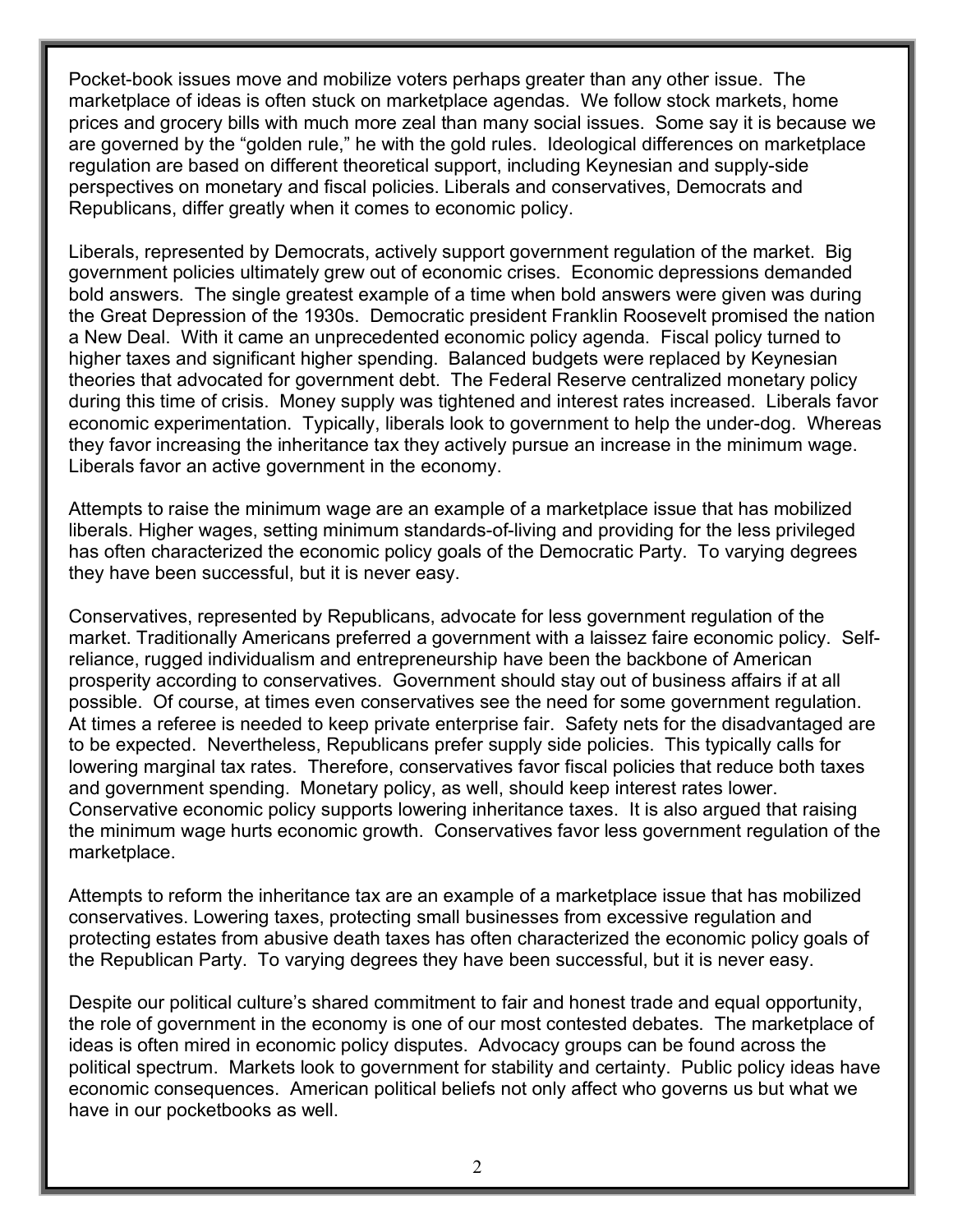Pocket-book issues move and mobilize voters perhaps greater than any other issue. The marketplace of ideas is often stuck on marketplace agendas. We follow stock markets, home prices and grocery bills with much more zeal than many social issues. Some say it is because we are governed by the "golden rule," he with the gold rules. Ideological differences on marketplace regulation are based on different theoretical support, including Keynesian and supply-side perspectives on monetary and fiscal policies. Liberals and conservatives, Democrats and Republicans, differ greatly when it comes to economic policy.

Liberals, represented by Democrats, actively support government regulation of the market. Big government policies ultimately grew out of economic crises. Economic depressions demanded bold answers. The single greatest example of a time when bold answers were given was during the Great Depression of the 1930s. Democratic president Franklin Roosevelt promised the nation a New Deal. With it came an unprecedented economic policy agenda. Fiscal policy turned to higher taxes and significant higher spending. Balanced budgets were replaced by Keynesian theories that advocated for government debt. The Federal Reserve centralized monetary policy during this time of crisis. Money supply was tightened and interest rates increased. Liberals favor economic experimentation. Typically, liberals look to government to help the under-dog. Whereas they favor increasing the inheritance tax they actively pursue an increase in the minimum wage. Liberals favor an active government in the economy.

Attempts to raise the minimum wage are an example of a marketplace issue that has mobilized liberals. Higher wages, setting minimum standards-of-living and providing for the less privileged has often characterized the economic policy goals of the Democratic Party. To varying degrees they have been successful, but it is never easy.

Conservatives, represented by Republicans, advocate for less government regulation of the market. Traditionally Americans preferred a government with a laissez faire economic policy. Self-reliance, rugged individualism and entrepreneurship have been the backbone of American prosperity according to conservatives. Government should stay out of business affairs if at all possible. Of course, at times even conservatives see the need for some government regulation. At times a referee is needed to keep private enterprise fair. Safety nets for the disadvantaged are to be expected. Nevertheless, Republicans prefer supply side policies. This typically calls for lowering marginal tax rates. Therefore, conservatives favor fiscal policies that reduce both taxes and government spending. Monetary policy, as well, should keep interest rates lower. Conservative economic policy supports lowering inheritance taxes. It is also argued that raising the minimum wage hurts economic growth. Conservatives favor less government regulation of the marketplace.

Attempts to reform the inheritance tax are an example of a marketplace issue that has mobilized conservatives. Lowering taxes, protecting small businesses from excessive regulation and protecting estates from abusive death taxes has often characterized the economic policy goals of the Republican Party. To varying degrees they have been successful, but it is never easy.

Despite our political culture's shared commitment to fair and honest trade and equal opportunity, the role of government in the economy is one of our most contested debates. The marketplace of ideas is often mired in economic policy disputes. Advocacy groups can be found across the political spectrum. Markets look to government for stability and certainty. Public policy ideas have economic consequences. American political beliefs not only affect who governs us but what we have in our pocketbooks as well.